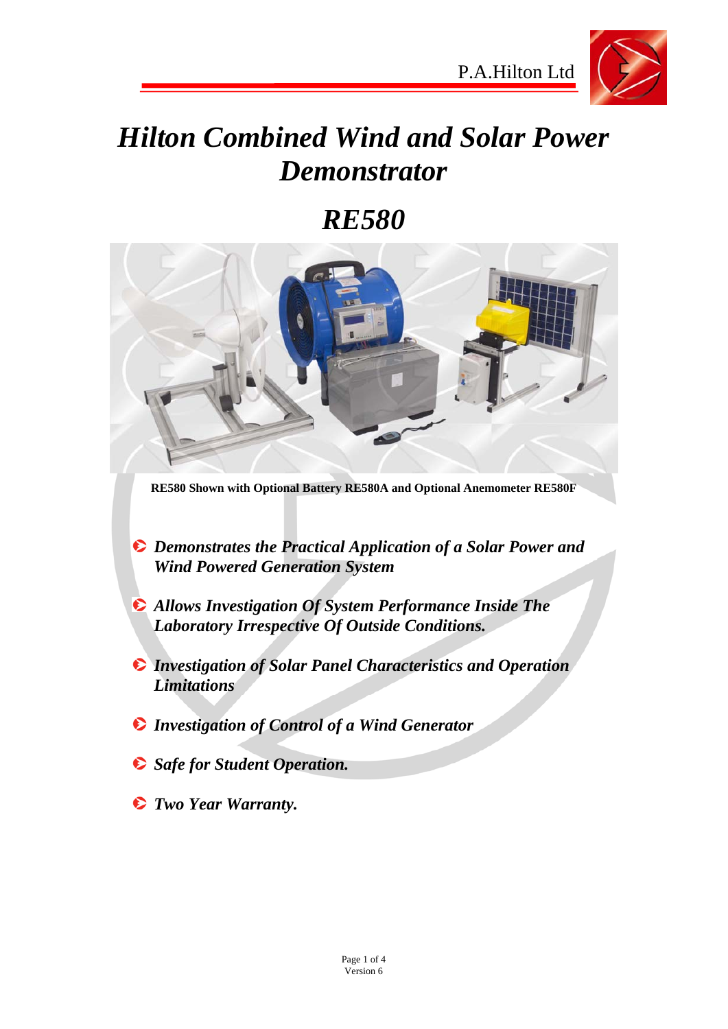# Hilton Combined Wind and Solar Power Demonstrator

# RE580

**RE580 Shown with Optional Battery RE580A and Optional Anemometer RE580F**

- ***Demonstrates the Practical Application of a Solar Power and Wind Powered Generation System***
- ***Allows Investigation Of System Performance Inside The Laboratory Irrespective Of Outside Conditions.***
- ***Investigation of Solar Panel Characteristics and Operation Limitations***
- ***Investigation of Control of a Wind Generator***
- ***Safe for Student Operation.***
- ***Two Year Warranty.***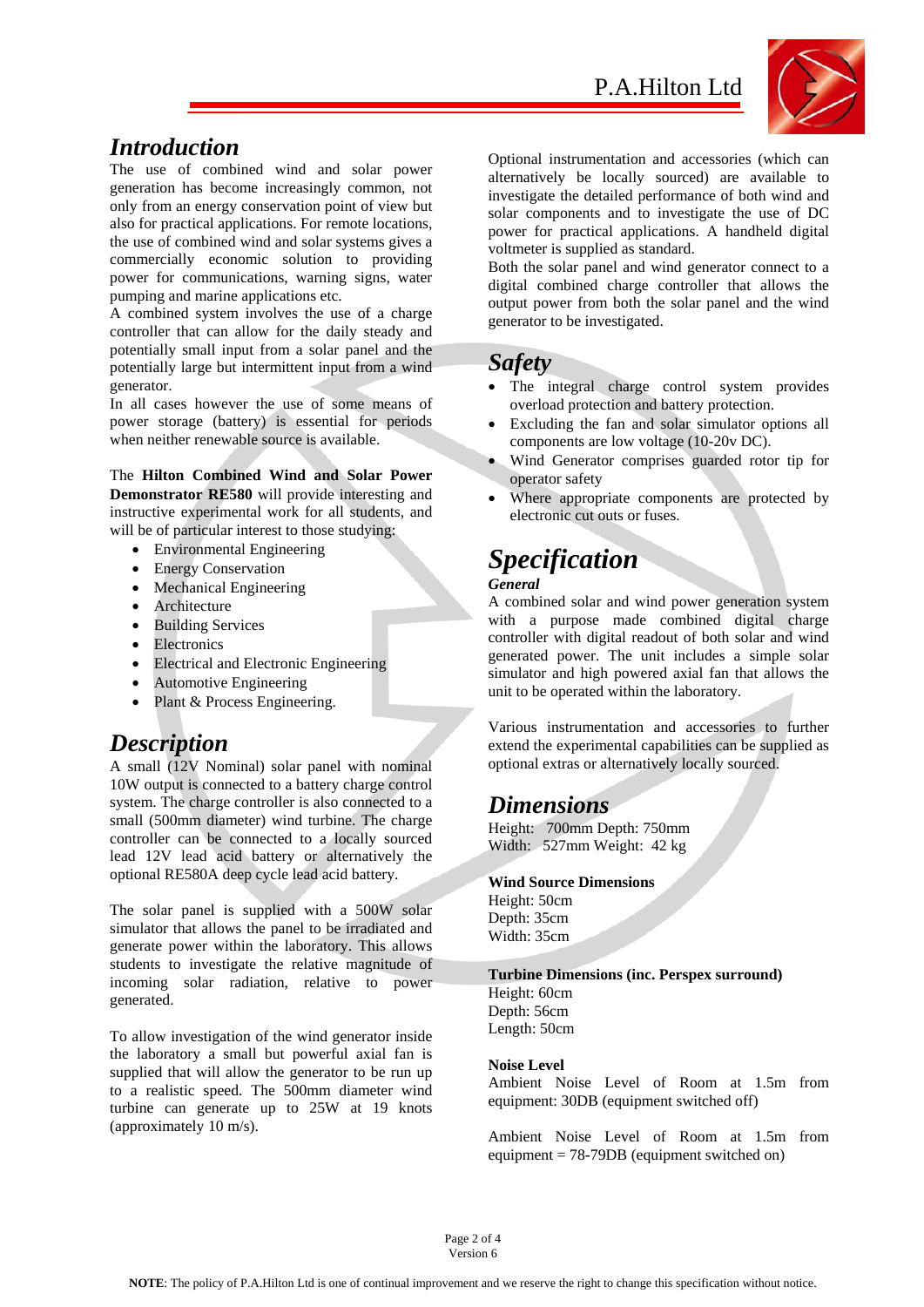## Introduction

The use of combined wind and solar power generation has become increasingly common, not only from an energy conservation point of view but also for practical applications. For remote locations, the use of combined wind and solar systems gives a commercially economic solution to providing power for communications, warning signs, water pumping and marine applications etc.

A combined system involves the use of a charge controller that can allow for the daily steady and potentially small input from a solar panel and the potentially large but intermittent input from a wind generator.

In all cases however the use of some means of power storage (battery) is essential for periods when neither renewable source is available.

The **Hilton Combined Wind and Solar Power Demonstrator RE580** will provide interesting and instructive experimental work for all students, and will be of particular interest to those studying:

- Environmental Engineering
- Energy Conservation
- Mechanical Engineering
- Architecture
- Building Services
- Electronics
- Electrical and Electronic Engineering
- Automotive Engineering
- Plant & Process Engineering.

## Description

A small (12V Nominal) solar panel with nominal 10W output is connected to a battery charge control system. The charge controller is also connected to a small (500mm diameter) wind turbine. The charge controller can be connected to a locally sourced lead 12V lead acid battery or alternatively the optional RE580A deep cycle lead acid battery.

The solar panel is supplied with a 500W solar simulator that allows the panel to be irradiated and generate power within the laboratory. This allows students to investigate the relative magnitude of incoming solar radiation, relative to power generated.

To allow investigation of the wind generator inside the laboratory a small but powerful axial fan is supplied that will allow the generator to be run up to a realistic speed. The 500mm diameter wind turbine can generate up to 25W at 19 knots (approximately 10 m/s).

Optional instrumentation and accessories (which can alternatively be locally sourced) are available to investigate the detailed performance of both wind and solar components and to investigate the use of DC power for practical applications. A handheld digital voltmeter is supplied as standard.

Both the solar panel and wind generator connect to a digital combined charge controller that allows the output power from both the solar panel and the wind generator to be investigated.

## Safety

- The integral charge control system provides overload protection and battery protection.
- Excluding the fan and solar simulator options all components are low voltage (10-20v DC).
- Wind Generator comprises guarded rotor tip for operator safety
- Where appropriate components are protected by electronic cut outs or fuses.

## Specification

### General

A combined solar and wind power generation system with a purpose made combined digital charge controller with digital readout of both solar and wind generated power. The unit includes a simple solar simulator and high powered axial fan that allows the unit to be operated within the laboratory.

Various instrumentation and accessories to further extend the experimental capabilities can be supplied as optional extras or alternatively locally sourced.

## Dimensions

Height: 700mm Depth: 750mm
Width: 527mm Weight: 42 kg

**Wind Source Dimensions**

Height: 50cm
Depth: 35cm
Width: 35cm

**Turbine Dimensions (inc. Perspex surround)**

Height: 60cm
Depth: 56cm
Length: 50cm

**Noise Level**

Ambient Noise Level of Room at 1.5m from equipment: 30DB (equipment switched off)

Ambient Noise Level of Room at 1.5m from equipment = 78-79DB (equipment switched on)

**NOTE**: The policy of P.A.Hilton Ltd is one of continual improvement and we reserve the right to change this specification without notice.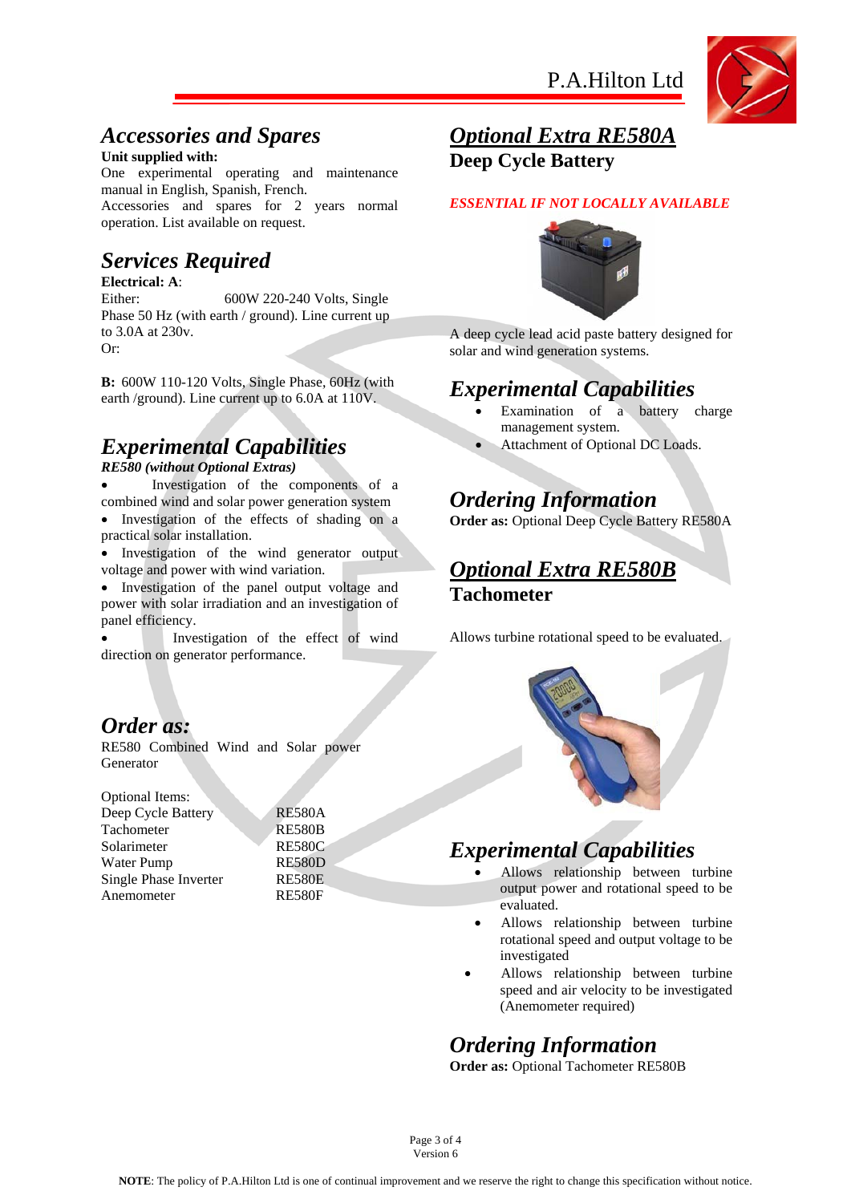## Accessories and Spares

**Unit supplied with:**

One experimental operating and maintenance manual in English, Spanish, French.

Accessories and spares for 2 years normal operation. List available on request.

## Services Required

**Electrical: A**:

Either: 600W 220-240 Volts, Single Phase 50 Hz (with earth / ground). Line current up to 3.0A at 230v.

Or:

**B:** 600W 110-120 Volts, Single Phase, 60Hz (with earth /ground). Line current up to 6.0A at 110V.

## Experimental Capabilities

***RE580 (without Optional Extras)***

- Investigation of the components of a combined wind and solar power generation system
- Investigation of the effects of shading on a practical solar installation.
- Investigation of the wind generator output voltage and power with wind variation.
- Investigation of the panel output voltage and power with solar irradiation and an investigation of panel efficiency.
- Investigation of the effect of wind direction on generator performance.

## Order as:

RE580 Combined Wind and Solar power Generator

Optional Items:

| | |
|---|---|
| Deep Cycle Battery | RE580A |
| Tachometer | RE580B |
| Solarimeter | RE580C |
| Water Pump | RE580D |
| Single Phase Inverter | RE580E |
| Anemometer | RE580F |

## *Optional Extra RE580A*

**Deep Cycle Battery**

*ESSENTIAL IF NOT LOCALLY AVAILABLE*

A deep cycle lead acid paste battery designed for solar and wind generation systems.

## Experimental Capabilities

- Examination of a battery charge management system.
- Attachment of Optional DC Loads.

## Ordering Information

**Order as:** Optional Deep Cycle Battery RE580A

## *Optional Extra RE580B*

**Tachometer**

Allows turbine rotational speed to be evaluated.

## Experimental Capabilities

- Allows relationship between turbine output power and rotational speed to be evaluated.
- Allows relationship between turbine rotational speed and output voltage to be investigated
- Allows relationship between turbine speed and air velocity to be investigated (Anemometer required)

## Ordering Information

**Order as:** Optional Tachometer RE580B

**NOTE**: The policy of P.A.Hilton Ltd is one of continual improvement and we reserve the right to change this specification without notice.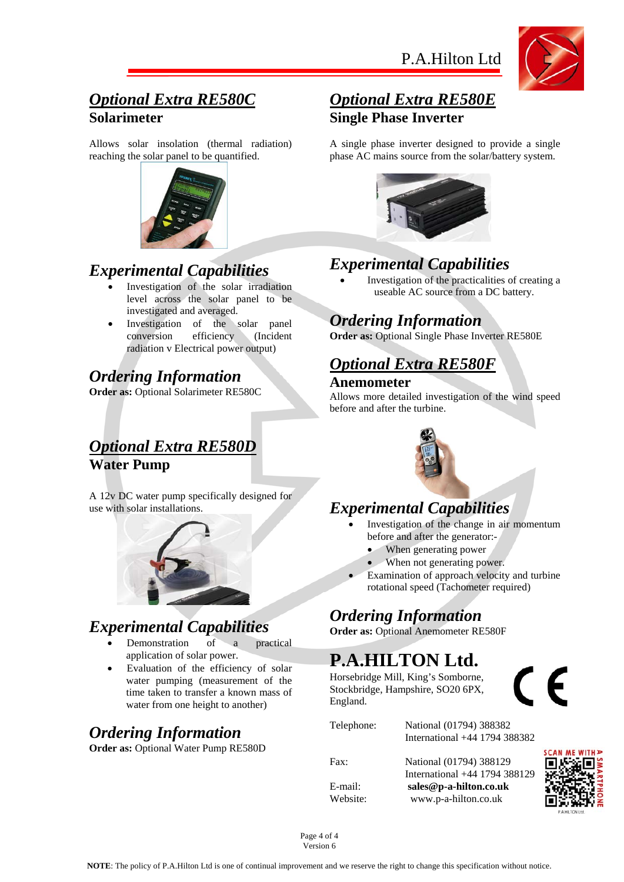## *Optional Extra RE580C*

**Solarimeter**

Allows solar insolation (thermal radiation) reaching the solar panel to be quantified.

## *Experimental Capabilities*

- Investigation of the solar irradiation level across the solar panel to be investigated and averaged.
- Investigation of the solar panel conversion efficiency (Incident radiation v Electrical power output)

## *Ordering Information*

**Order as:** Optional Solarimeter RE580C

## *Optional Extra RE580D*

**Water Pump**

A 12v DC water pump specifically designed for use with solar installations.

## *Experimental Capabilities*

- Demonstration of a practical application of solar power.
- Evaluation of the efficiency of solar water pumping (measurement of the time taken to transfer a known mass of water from one height to another)

## *Ordering Information*

**Order as:** Optional Water Pump RE580D

## *Optional Extra RE580E*

**Single Phase Inverter**

A single phase inverter designed to provide a single phase AC mains source from the solar/battery system.

## *Experimental Capabilities*

- Investigation of the practicalities of creating a useable AC source from a DC battery.

## *Ordering Information*

**Order as:** Optional Single Phase Inverter RE580E

## *Optional Extra RE580F*

**Anemometer**

Allows more detailed investigation of the wind speed before and after the turbine.

## *Experimental Capabilities*

- Investigation of the change in air momentum before and after the generator:-
  - When generating power
  - When not generating power.
- Examination of approach velocity and turbine rotational speed (Tachometer required)

## *Ordering Information*

**Order as:** Optional Anemometer RE580F

# P.A.HILTON Ltd.

Horsebridge Mill, King's Somborne,
Stockbridge, Hampshire, SO20 6PX,
England.

| | |
|---|---|
| Telephone: | National (01794) 388382<br>International +44 1794 388382 |
| Fax: | National (01794) 388129<br>International +44 1794 388129 |
| E-mail: | **sales@p-a-hilton.co.uk** |
| Website: | www.p-a-hilton.co.uk |

Version 6

**NOTE**: The policy of P.A.Hilton Ltd is one of continual improvement and we reserve the right to change this specification without notice.